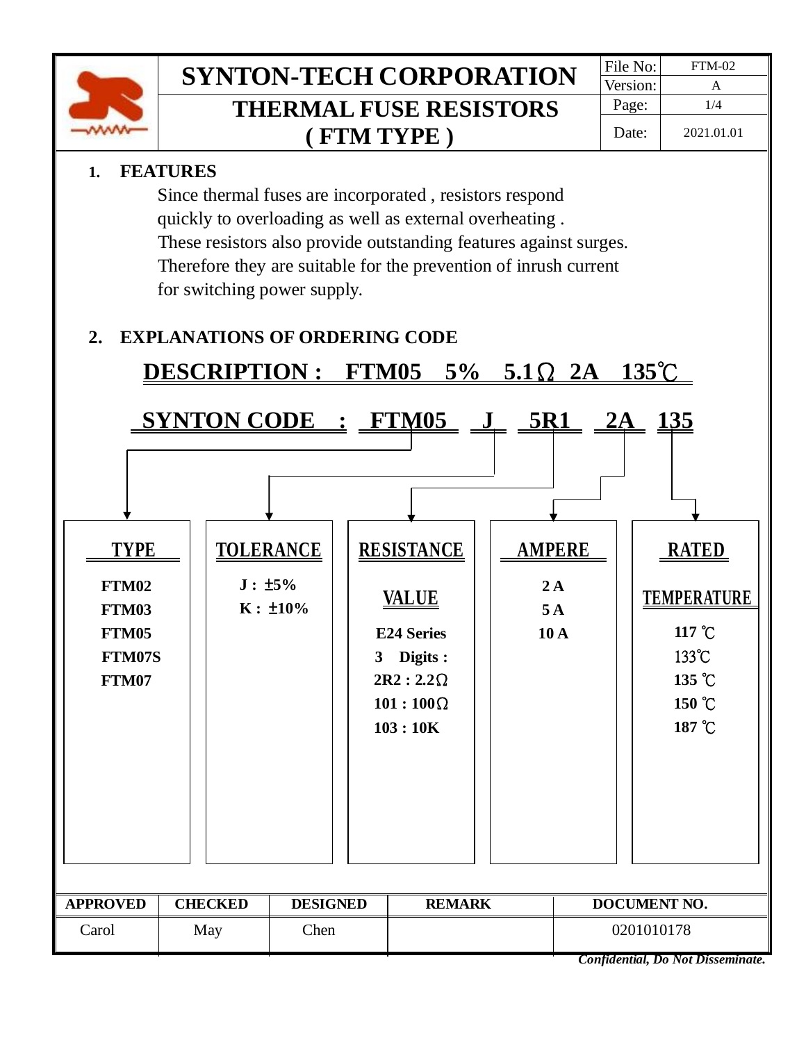# SYNTON-TECH CORPORATION

## THERMAL FUSE RESISTORS ( FTM TYPE )

| File No: | FTM-02 |
|---|---|
| Version: | A |
| Page: | 1/4 |
| Date: | 2021.01.01 |

## 1. FEATURES

Since thermal fuses are incorporated , resistors respond quickly to overloading as well as external overheating . These resistors also provide outstanding features against surges. Therefore they are suitable for the prevention of inrush current for switching power supply.

## 2. EXPLANATIONS OF ORDERING CODE

**DESCRIPTION : FTM05 5% 5.1Ω 2A 135℃**

**SYNTON CODE : FTM05 J 5R1 2A 135**

| TYPE | TOLERANCE | RESISTANCE VALUE | AMPERE | RATED TEMPERATURE |
|---|---|---|---|---|
| FTM02 | J : ±5% | E24 Series | 2 A | 117 ℃ |
| FTM03 | K : ±10% | 3 Digits : | 5 A | 133℃ |
| FTM05 | | 2R2 : 2.2Ω | 10 A | 135 ℃ |
| FTM07S | | 101 : 100Ω | | 150 ℃ |
| FTM07 | | 103 : 10K | | 187 ℃ |

| APPROVED | CHECKED | DESIGNED | REMARK | DOCUMENT NO. |
|---|---|---|---|---|
| Carol | May | Chen | | 0201010178 |

*Confidential, Do Not Disseminate.*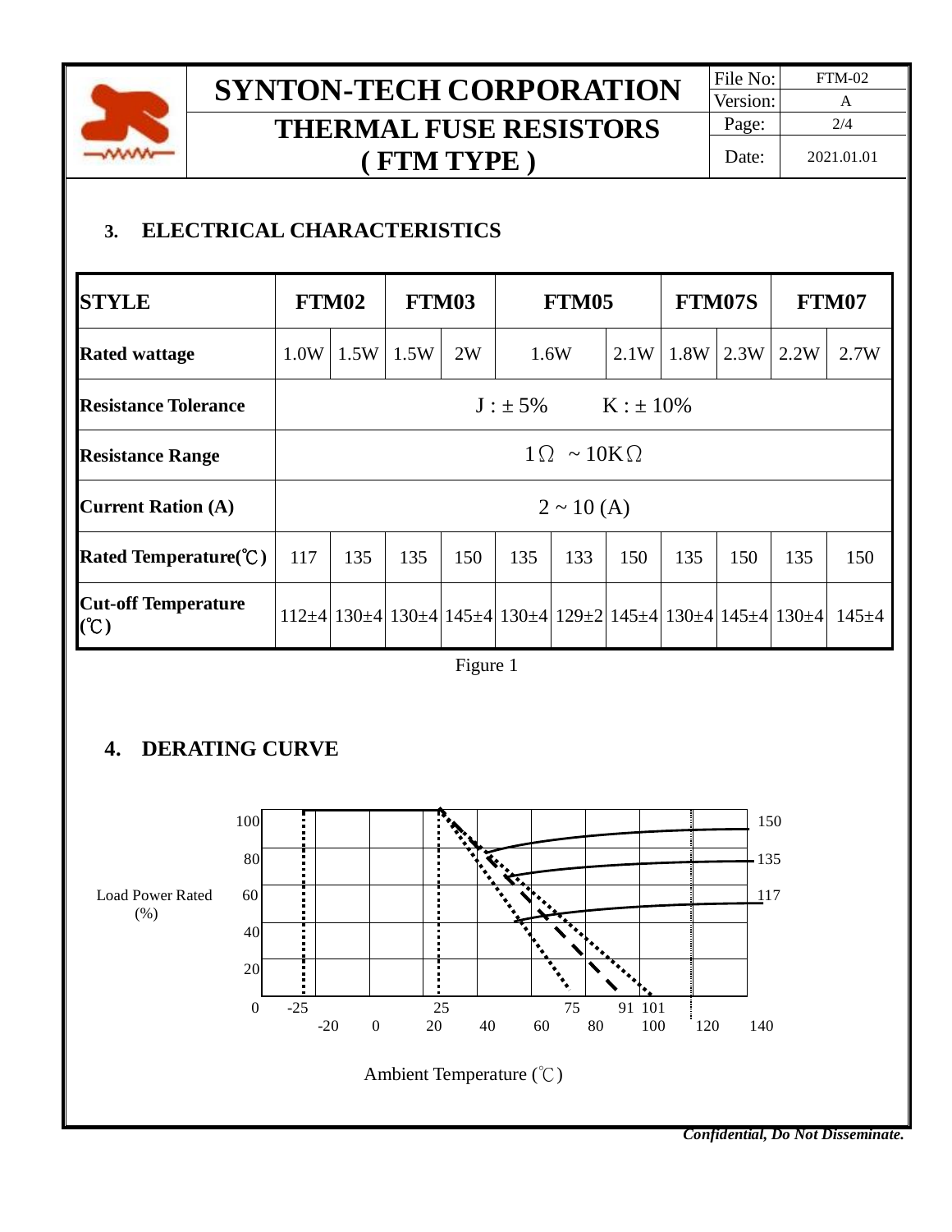## 3. ELECTRICAL CHARACTERISTICS

| STYLE | FTM02 | | FTM03 | | FTM05 | | | FTM07S | | FTM07 | |
|---|---|---|---|---|---|---|---|---|---|---|---|
| Rated wattage | 1.0W | 1.5W | 1.5W | 2W | 1.6W | | 2.1W | 1.8W | 2.3W | 2.2W | 2.7W |
| Resistance Tolerance | J : ± 5% K : ± 10% | | | | | | | | | | |
| Resistance Range | 1Ω ~ 10KΩ | | | | | | | | | | |
| Current Ration (A) | 2 ~ 10 (A) | | | | | | | | | | |
| Rated Temperature(℃) | 117 | 135 | 135 | 150 | 135 | 133 | 150 | 135 | 150 | 135 | 150 |
| Cut-off Temperature (℃) | 112±4 | 130±4 | 130±4 | 145±4 | 130±4 | 129±2 | 145±4 | 130±4 | 145±4 | 130±4 | 145±4 |

Figure 1

## 4. DERATING CURVE

Load Power Rated (%)

Ambient Temperature (℃)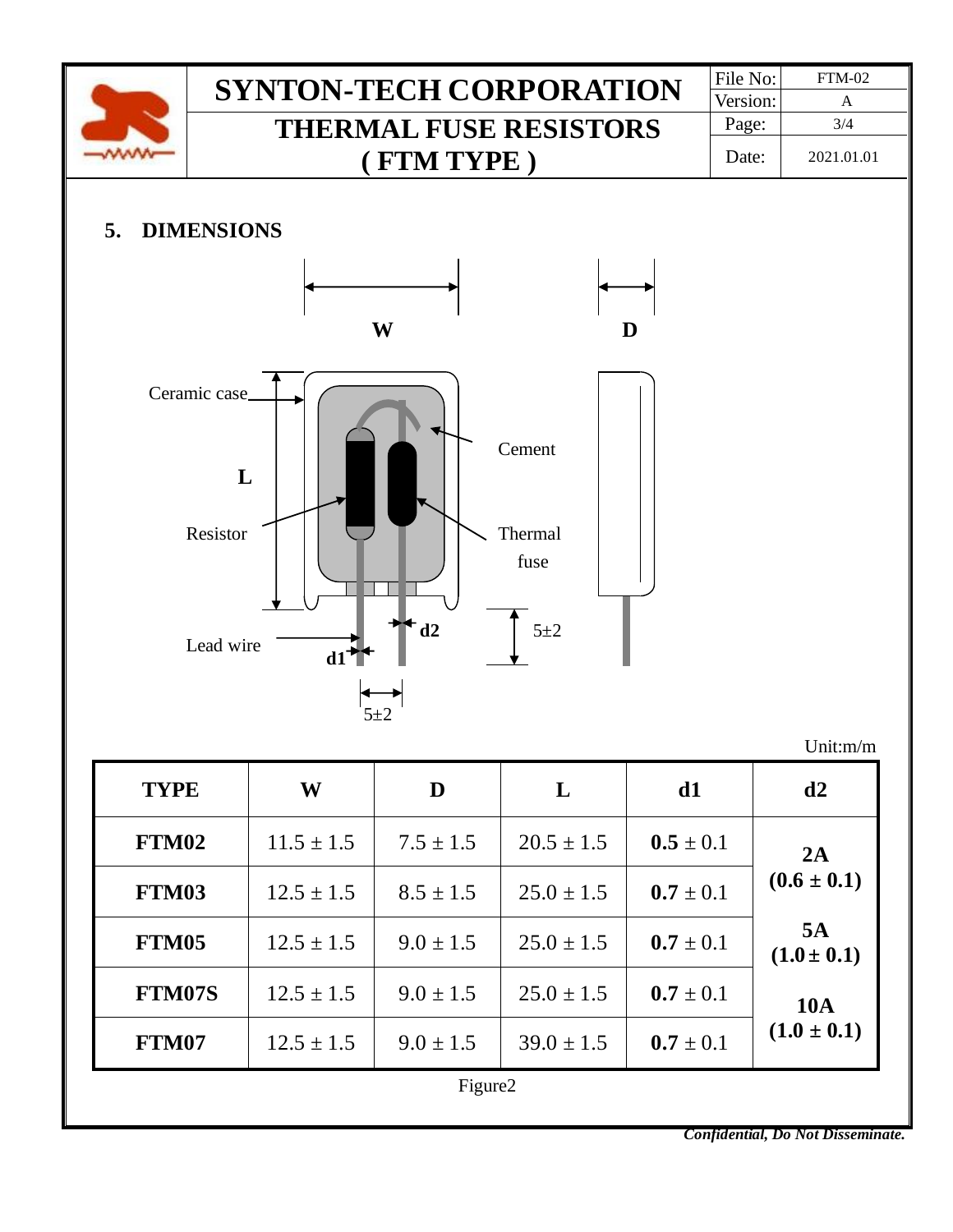## 5. DIMENSIONS

Unit:m/m

| TYPE | W | D | L | d1 | d2 |
|---|---|---|---|---|---|
| **FTM02** | 11.5 ± 1.5 | 7.5 ± 1.5 | 20.5 ± 1.5 | **0.5** ± 0.1 | **2A (0.6 ± 0.1)** |
| **FTM03** | 12.5 ± 1.5 | 8.5 ± 1.5 | 25.0 ± 1.5 | **0.7** ± 0.1 | |
| **FTM05** | 12.5 ± 1.5 | 9.0 ± 1.5 | 25.0 ± 1.5 | **0.7** ± 0.1 | **5A (1.0 ± 0.1)** |
| **FTM07S** | 12.5 ± 1.5 | 9.0 ± 1.5 | 25.0 ± 1.5 | **0.7** ± 0.1 | **10A (1.0 ± 0.1)** |
| **FTM07** | 12.5 ± 1.5 | 9.0 ± 1.5 | 39.0 ± 1.5 | **0.7** ± 0.1 | |

Figure2

***Confidential, Do Not Disseminate.***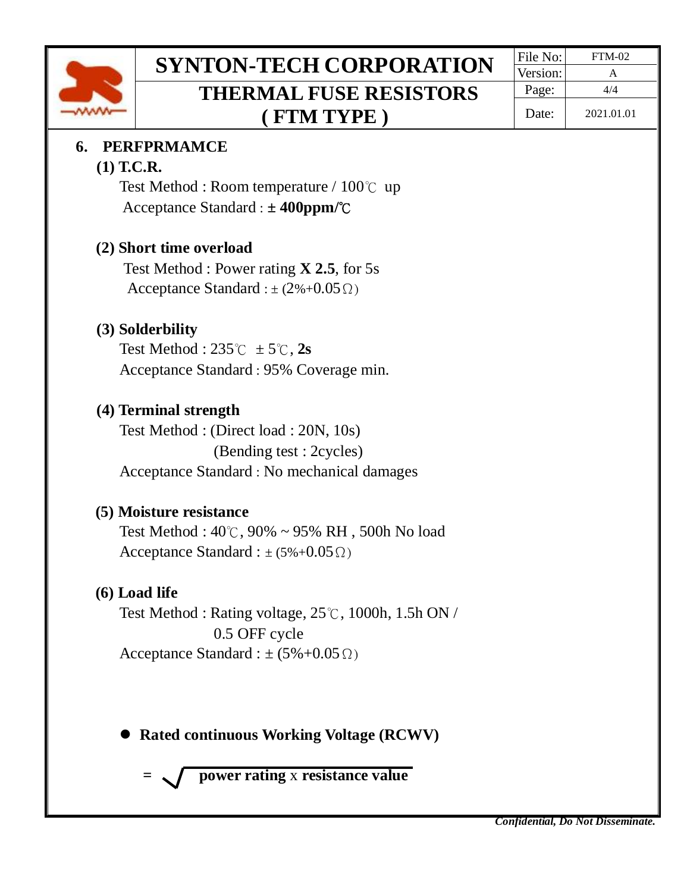## 6. PERFPRMAMCE

**(1) T.C.R.**

Test Method : Room temperature / 100℃ up

Acceptance Standard : **± 400ppm/℃**

**(2) Short time overload**

Test Method : Power rating **X 2.5**, for 5s

Acceptance Standard : ± (2%+0.05Ω)

**(3) Solderbility**

Test Method : 235℃ ± 5℃, **2s**

Acceptance Standard : 95% Coverage min.

**(4) Terminal strength**

Test Method : (Direct load : 20N, 10s)

(Bending test : 2cycles)

Acceptance Standard : No mechanical damages

**(5) Moisture resistance**

Test Method : 40℃, 90% ~ 95% RH , 500h No load

Acceptance Standard : ± (5%+0.05Ω)

**(6) Load life**

Test Method : Rating voltage, 25℃, 1000h, 1.5h ON / 0.5 OFF cycle

Acceptance Standard : ± (5%+0.05Ω)

- **Rated continuous Working Voltage (RCWV)**

$$= \sqrt{\textbf{power rating} \times \textbf{resistance value}}$$

***Confidential, Do Not Disseminate.***